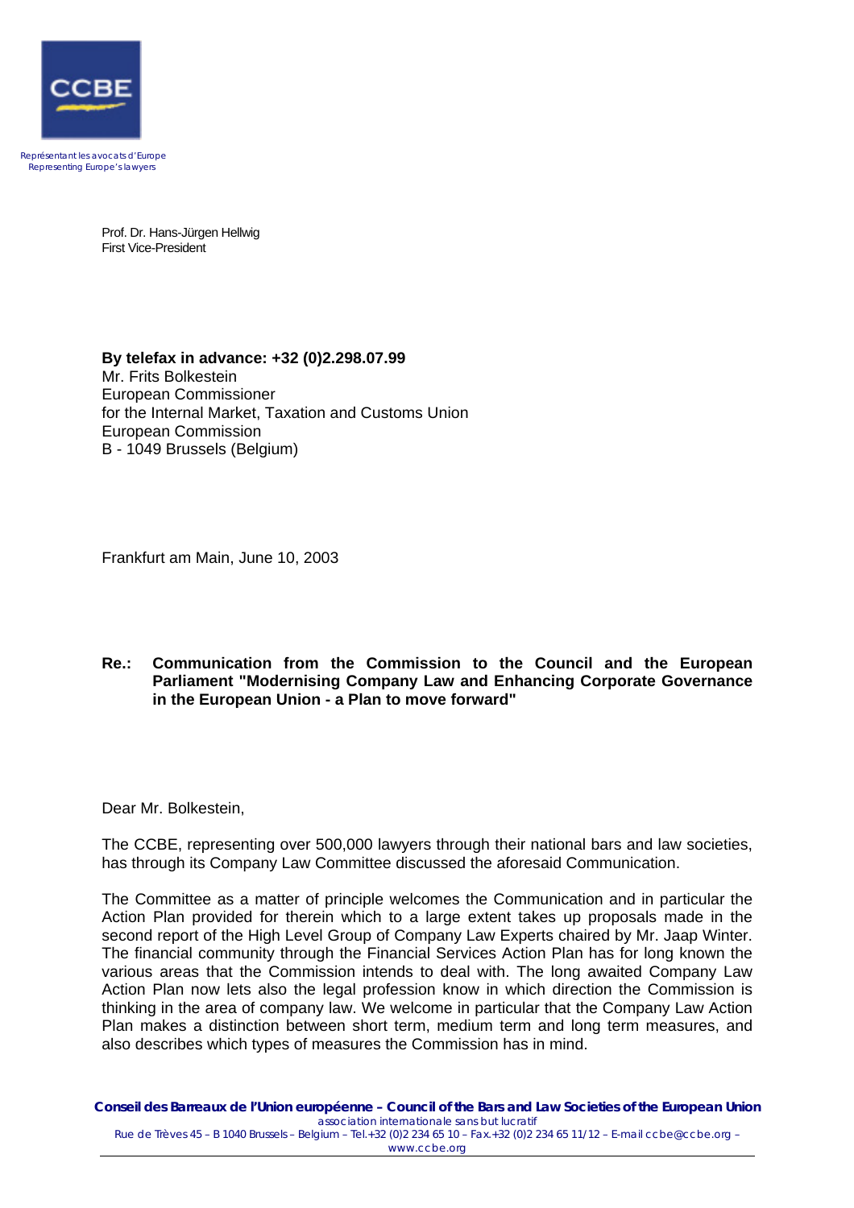CCBE

Représentant les avocats d'Europe
Representing Europe's lawyers

Prof. Dr. Hans-Jürgen Hellwig
First Vice-President

**By telefax in advance: +32 (0)2.298.07.99**
Mr. Frits Bolkestein
European Commissioner
for the Internal Market, Taxation and Customs Union
European Commission
B - 1049 Brussels (Belgium)

Frankfurt am Main, June 10, 2003

**Re.: Communication from the Commission to the Council and the European Parliament "Modernising Company Law and Enhancing Corporate Governance in the European Union - a Plan to move forward"**

Dear Mr. Bolkestein,

The CCBE, representing over 500,000 lawyers through their national bars and law societies, has through its Company Law Committee discussed the aforesaid Communication.

The Committee as a matter of principle welcomes the Communication and in particular the Action Plan provided for therein which to a large extent takes up proposals made in the second report of the High Level Group of Company Law Experts chaired by Mr. Jaap Winter. The financial community through the Financial Services Action Plan has for long known the various areas that the Commission intends to deal with. The long awaited Company Law Action Plan now lets also the legal profession know in which direction the Commission is thinking in the area of company law. We welcome in particular that the Company Law Action Plan makes a distinction between short term, medium term and long term measures, and also describes which types of measures the Commission has in mind.

**Conseil des Barreaux de l'Union européenne – Council of the Bars and Law Societies of the European Union**
association internationale sans but lucratif
Rue de Trèves 45 – B 1040 Brussels – Belgium – Tel.+32 (0)2 234 65 10 – Fax.+32 (0)2 234 65 11/12 – E-mail ccbe@ccbe.org – www.ccbe.org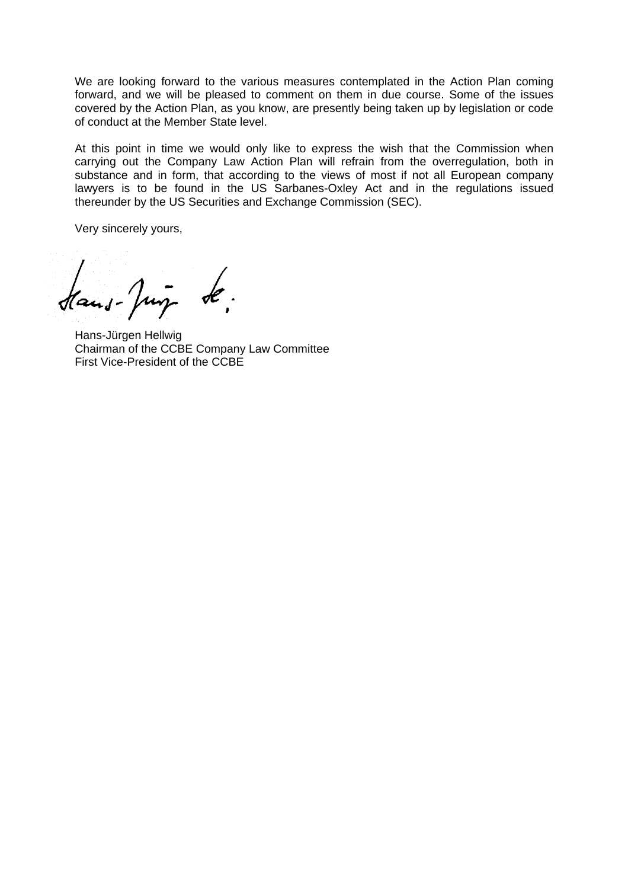We are looking forward to the various measures contemplated in the Action Plan coming forward, and we will be pleased to comment on them in due course. Some of the issues covered by the Action Plan, as you know, are presently being taken up by legislation or code of conduct at the Member State level.

At this point in time we would only like to express the wish that the Commission when carrying out the Company Law Action Plan will refrain from the overregulation, both in substance and in form, that according to the views of most if not all European company lawyers is to be found in the US Sarbanes-Oxley Act and in the regulations issued thereunder by the US Securities and Exchange Commission (SEC).

Very sincerely yours,

Hans-Jürgen Hellwig
Chairman of the CCBE Company Law Committee
First Vice-President of the CCBE